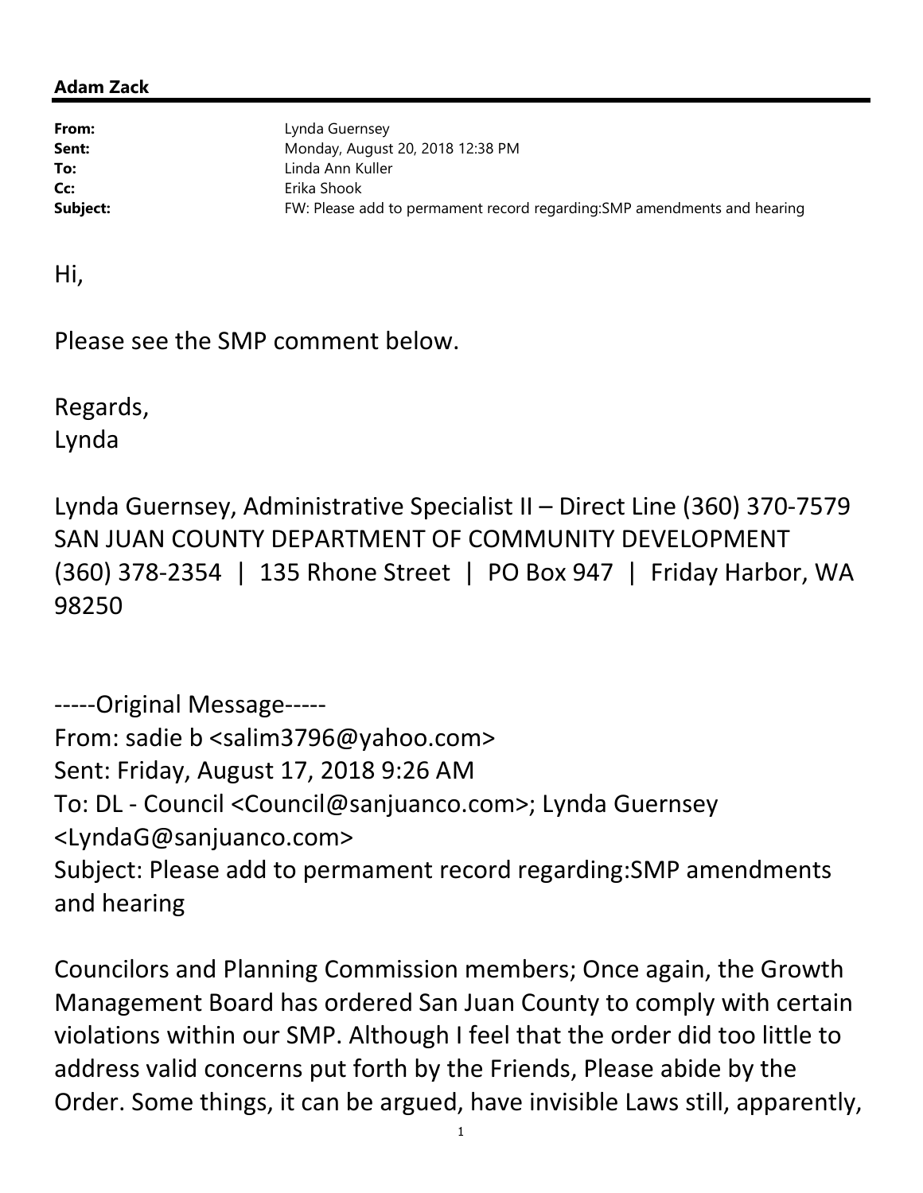**Adam Zack**

| | |
|---|---|
| **From:** | Lynda Guernsey |
| **Sent:** | Monday, August 20, 2018 12:38 PM |
| **To:** | Linda Ann Kuller |
| **Cc:** | Erika Shook |
| **Subject:** | FW: Please add to permament record regarding:SMP amendments and hearing |

Hi,

Please see the SMP comment below.

Regards,
Lynda

Lynda Guernsey, Administrative Specialist II – Direct Line (360) 370-7579
SAN JUAN COUNTY DEPARTMENT OF COMMUNITY DEVELOPMENT
(360) 378-2354 | 135 Rhone Street | PO Box 947 | Friday Harbor, WA 98250

-----Original Message-----
From: sadie b <salim3796@yahoo.com>
Sent: Friday, August 17, 2018 9:26 AM
To: DL - Council <Council@sanjuanco.com>; Lynda Guernsey <LyndaG@sanjuanco.com>
Subject: Please add to permament record regarding:SMP amendments and hearing

Councilors and Planning Commission members; Once again, the Growth Management Board has ordered San Juan County to comply with certain violations within our SMP. Although I feel that the order did too little to address valid concerns put forth by the Friends, Please abide by the Order. Some things, it can be argued, have invisible Laws still, apparently,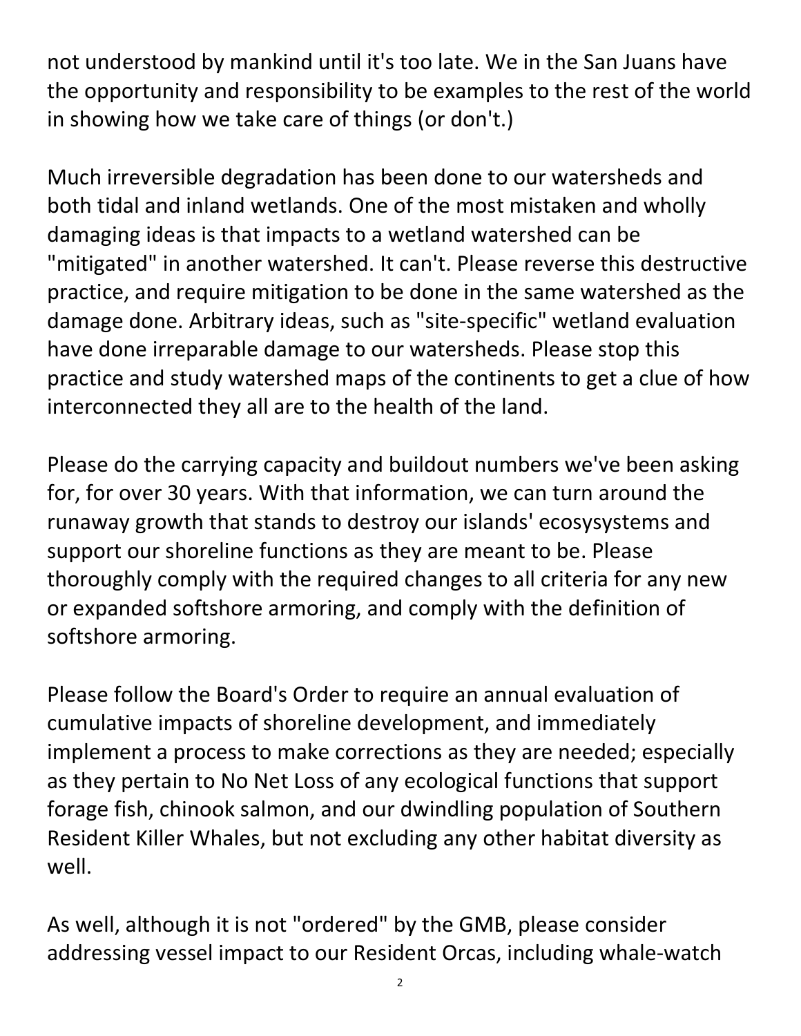not understood by mankind until it's too late. We in the San Juans have the opportunity and responsibility to be examples to the rest of the world in showing how we take care of things (or don't.)

Much irreversible degradation has been done to our watersheds and both tidal and inland wetlands. One of the most mistaken and wholly damaging ideas is that impacts to a wetland watershed can be "mitigated" in another watershed. It can't. Please reverse this destructive practice, and require mitigation to be done in the same watershed as the damage done. Arbitrary ideas, such as "site-specific" wetland evaluation have done irreparable damage to our watersheds. Please stop this practice and study watershed maps of the continents to get a clue of how interconnected they all are to the health of the land.

Please do the carrying capacity and buildout numbers we've been asking for, for over 30 years. With that information, we can turn around the runaway growth that stands to destroy our islands' ecosysystems and support our shoreline functions as they are meant to be. Please thoroughly comply with the required changes to all criteria for any new or expanded softshore armoring, and comply with the definition of softshore armoring.

Please follow the Board's Order to require an annual evaluation of cumulative impacts of shoreline development, and immediately implement a process to make corrections as they are needed; especially as they pertain to No Net Loss of any ecological functions that support forage fish, chinook salmon, and our dwindling population of Southern Resident Killer Whales, but not excluding any other habitat diversity as well.

As well, although it is not "ordered" by the GMB, please consider addressing vessel impact to our Resident Orcas, including whale-watch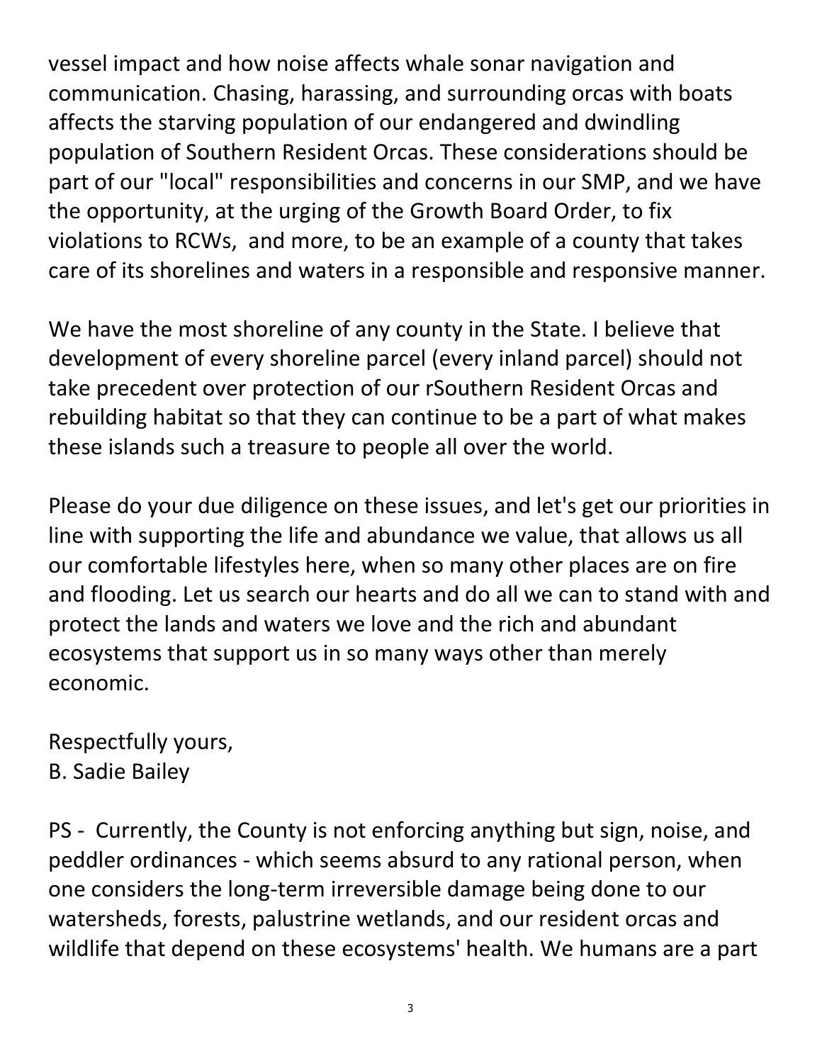vessel impact and how noise affects whale sonar navigation and communication. Chasing, harassing, and surrounding orcas with boats affects the starving population of our endangered and dwindling population of Southern Resident Orcas. These considerations should be part of our "local" responsibilities and concerns in our SMP, and we have the opportunity, at the urging of the Growth Board Order, to fix violations to RCWs,  and more, to be an example of a county that takes care of its shorelines and waters in a responsible and responsive manner.

We have the most shoreline of any county in the State. I believe that development of every shoreline parcel (every inland parcel) should not take precedent over protection of our rSouthern Resident Orcas and rebuilding habitat so that they can continue to be a part of what makes these islands such a treasure to people all over the world.

Please do your due diligence on these issues, and let's get our priorities in line with supporting the life and abundance we value, that allows us all our comfortable lifestyles here, when so many other places are on fire and flooding. Let us search our hearts and do all we can to stand with and protect the lands and waters we love and the rich and abundant ecosystems that support us in so many ways other than merely economic.

Respectfully yours,
B. Sadie Bailey

PS -  Currently, the County is not enforcing anything but sign, noise, and peddler ordinances - which seems absurd to any rational person, when one considers the long-term irreversible damage being done to our watersheds, forests, palustrine wetlands, and our resident orcas and wildlife that depend on these ecosystems' health. We humans are a part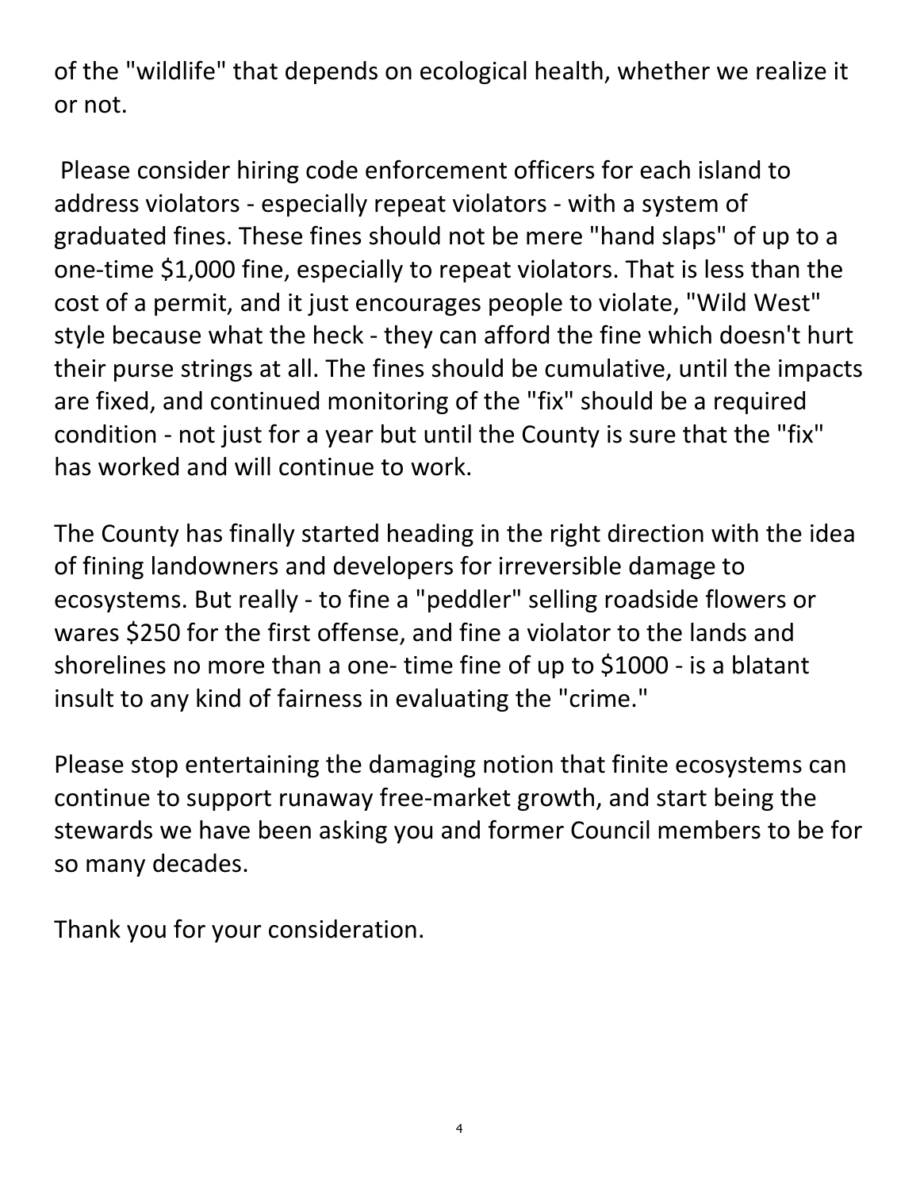of the "wildlife" that depends on ecological health, whether we realize it or not.

Please consider hiring code enforcement officers for each island to address violators - especially repeat violators - with a system of graduated fines. These fines should not be mere "hand slaps" of up to a one-time $1,000 fine, especially to repeat violators. That is less than the cost of a permit, and it just encourages people to violate, "Wild West" style because what the heck - they can afford the fine which doesn't hurt their purse strings at all. The fines should be cumulative, until the impacts are fixed, and continued monitoring of the "fix" should be a required condition - not just for a year but until the County is sure that the "fix" has worked and will continue to work.

The County has finally started heading in the right direction with the idea of fining landowners and developers for irreversible damage to ecosystems. But really - to fine a "peddler" selling roadside flowers or wares $250 for the first offense, and fine a violator to the lands and shorelines no more than a one- time fine of up to $1000 - is a blatant insult to any kind of fairness in evaluating the "crime."

Please stop entertaining the damaging notion that finite ecosystems can continue to support runaway free-market growth, and start being the stewards we have been asking you and former Council members to be for so many decades.

Thank you for your consideration.